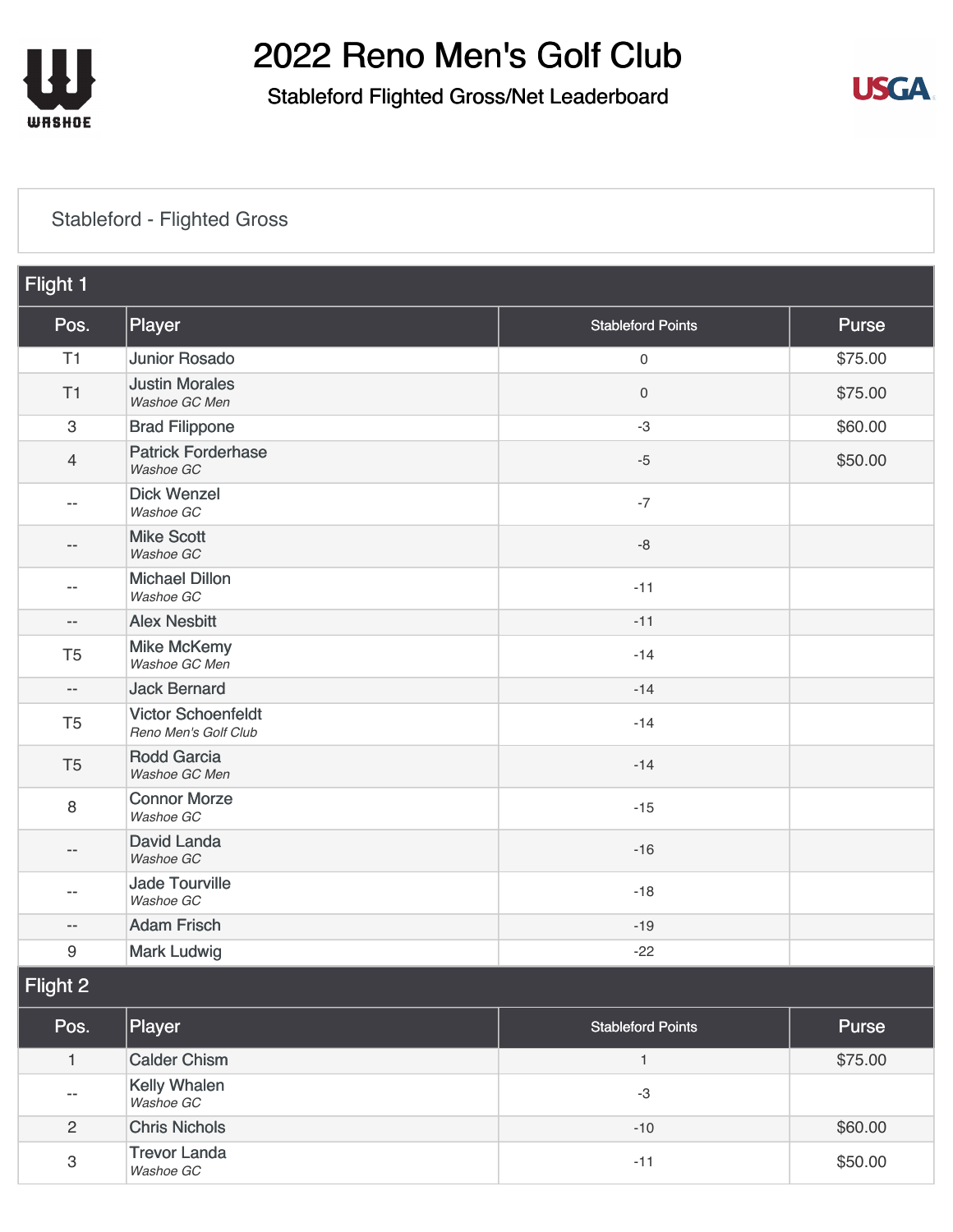# 2022 Reno Men's Golf Club

## Stableford Flighted Gross/Net Leaderboard

### Stableford - Flighted Gross

#### Flight 1

| Pos. | Player | Stableford Points | Purse |
| --- | --- | --- | --- |
| T1 | Junior Rosado | 0 | $75.00 |
| T1 | Justin Morales *Washoe GC Men* | 0 | $75.00 |
| 3 | Brad Filippone | -3 | $60.00 |
| 4 | Patrick Forderhase *Washoe GC* | -5 | $50.00 |
| -- | Dick Wenzel *Washoe GC* | -7 | |
| -- | Mike Scott *Washoe GC* | -8 | |
| -- | Michael Dillon *Washoe GC* | -11 | |
| -- | Alex Nesbitt | -11 | |
| T5 | Mike McKemy *Washoe GC Men* | -14 | |
| -- | Jack Bernard | -14 | |
| T5 | Victor Schoenfeldt *Reno Men's Golf Club* | -14 | |
| T5 | Rodd Garcia *Washoe GC Men* | -14 | |
| 8 | Connor Morze *Washoe GC* | -15 | |
| -- | David Landa *Washoe GC* | -16 | |
| -- | Jade Tourville *Washoe GC* | -18 | |
| -- | Adam Frisch | -19 | |
| 9 | Mark Ludwig | -22 | |

#### Flight 2

| Pos. | Player | Stableford Points | Purse |
| --- | --- | --- | --- |
| 1 | Calder Chism | 1 | $75.00 |
| -- | Kelly Whalen *Washoe GC* | -3 | |
| 2 | Chris Nichols | -10 | $60.00 |
| 3 | Trevor Landa *Washoe GC* | -11 | $50.00 |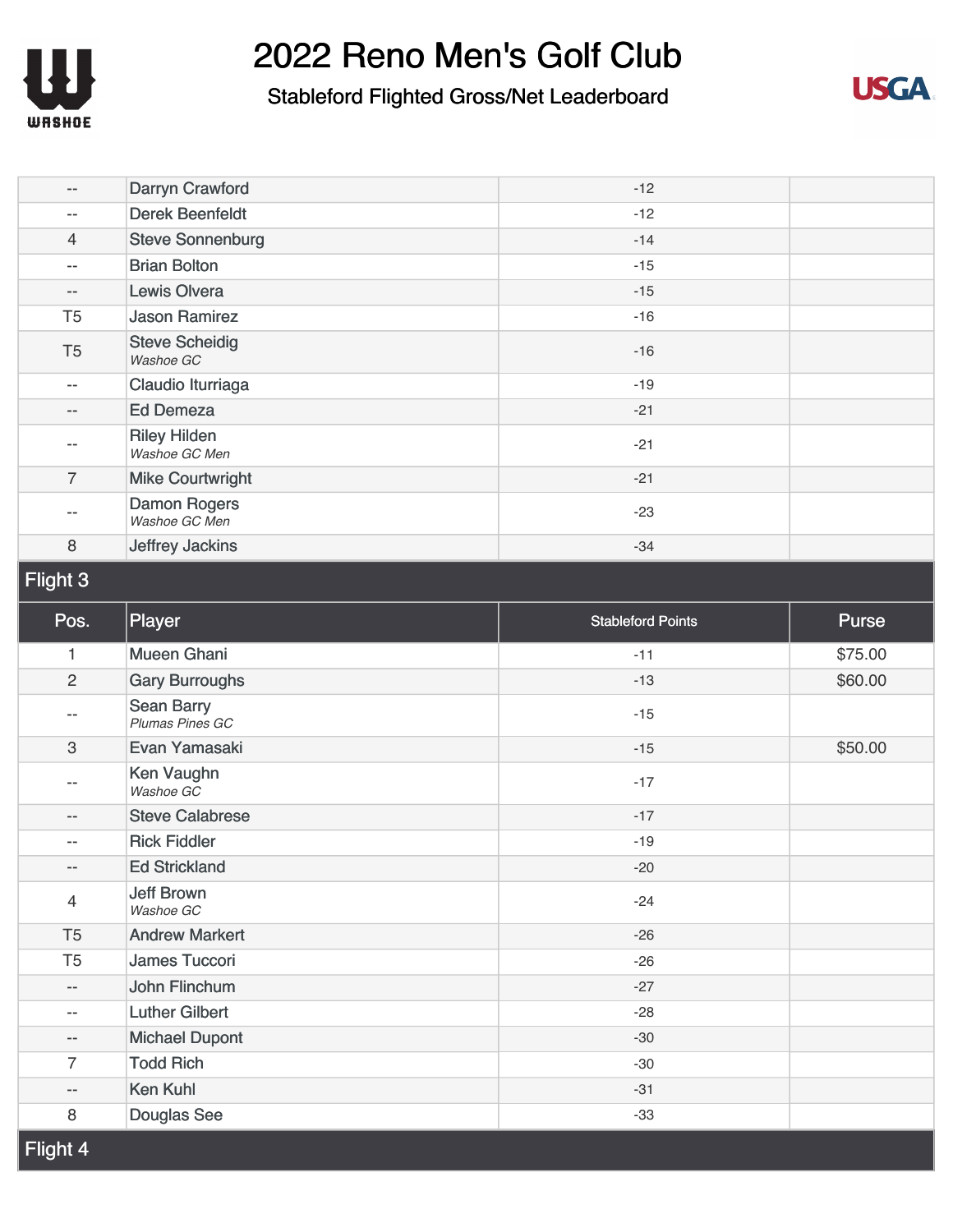# 2022 Reno Men's Golf Club

## Stableford Flighted Gross/Net Leaderboard

| Pos. | Player | Stableford Points | Purse |
|---|---|---|---|
| -- | Darryn Crawford | -12 | |
| -- | Derek Beenfeldt | -12 | |
| 4 | Steve Sonnenburg | -14 | |
| -- | Brian Bolton | -15 | |
| -- | Lewis Olvera | -15 | |
| T5 | Jason Ramirez | -16 | |
| T5 | Steve Scheidig *Washoe GC* | -16 | |
| -- | Claudio Iturriaga | -19 | |
| -- | Ed Demeza | -21 | |
| -- | Riley Hilden *Washoe GC Men* | -21 | |
| 7 | Mike Courtwright | -21 | |
| -- | Damon Rogers *Washoe GC Men* | -23 | |
| 8 | Jeffrey Jackins | -34 | |

### Flight 3

| Pos. | Player | Stableford Points | Purse |
|---|---|---|---|
| 1 | Mueen Ghani | -11 | $75.00 |
| 2 | Gary Burroughs | -13 | $60.00 |
| -- | Sean Barry *Plumas Pines GC* | -15 | |
| 3 | Evan Yamasaki | -15 | $50.00 |
| -- | Ken Vaughn *Washoe GC* | -17 | |
| -- | Steve Calabrese | -17 | |
| -- | Rick Fiddler | -19 | |
| -- | Ed Strickland | -20 | |
| 4 | Jeff Brown *Washoe GC* | -24 | |
| T5 | Andrew Markert | -26 | |
| T5 | James Tuccori | -26 | |
| -- | John Flinchum | -27 | |
| -- | Luther Gilbert | -28 | |
| -- | Michael Dupont | -30 | |
| 7 | Todd Rich | -30 | |
| -- | Ken Kuhl | -31 | |
| 8 | Douglas See | -33 | |

### Flight 4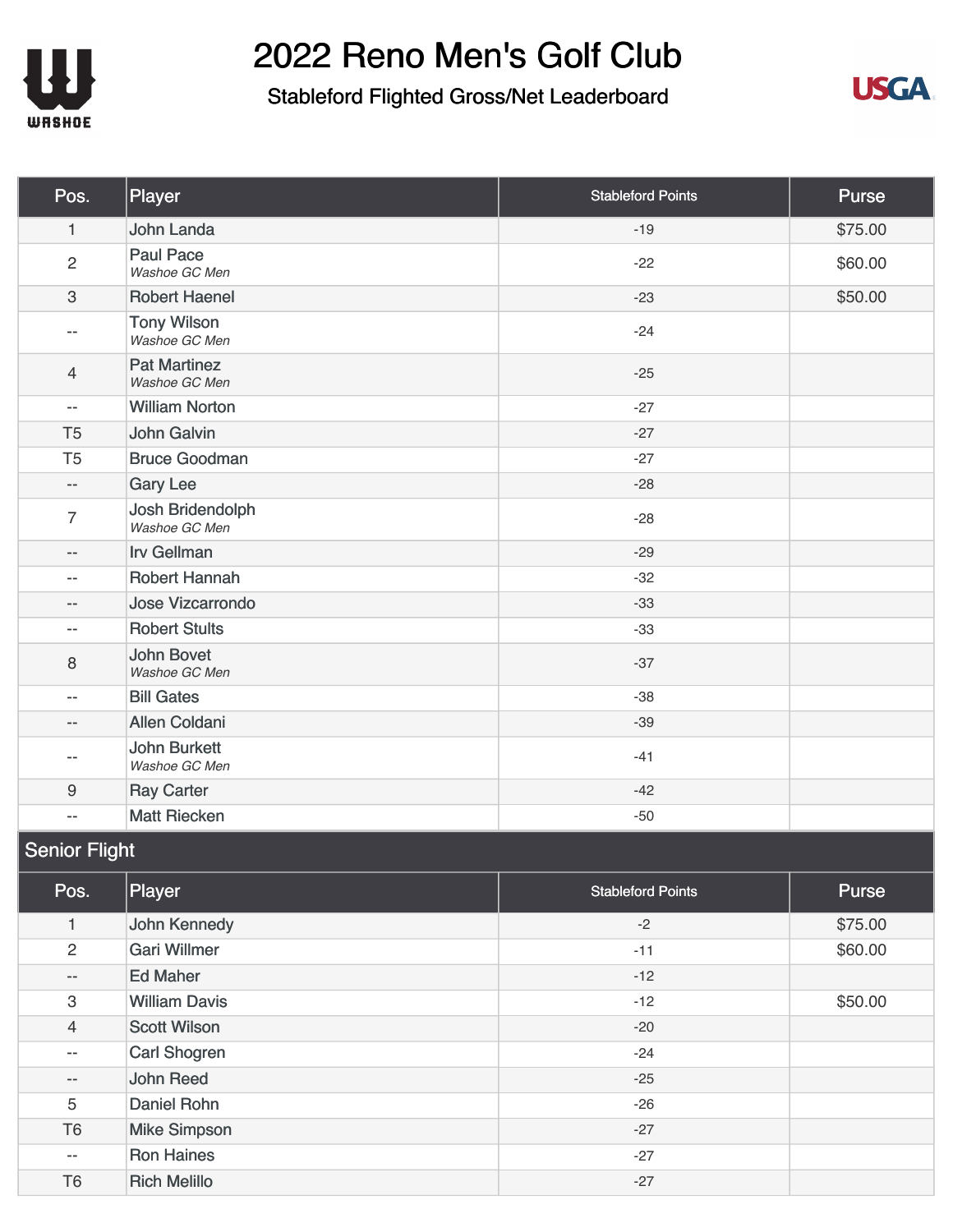# 2022 Reno Men's Golf Club

## Stableford Flighted Gross/Net Leaderboard

| Pos. | Player | Stableford Points | Purse |
|---|---|---|---|
| 1 | John Landa | -19 | $75.00 |
| 2 | Paul Pace *Washoe GC Men* | -22 | $60.00 |
| 3 | Robert Haenel | -23 | $50.00 |
| -- | Tony Wilson *Washoe GC Men* | -24 | |
| 4 | Pat Martinez *Washoe GC Men* | -25 | |
| -- | William Norton | -27 | |
| T5 | John Galvin | -27 | |
| T5 | Bruce Goodman | -27 | |
| -- | Gary Lee | -28 | |
| 7 | Josh Bridendolph *Washoe GC Men* | -28 | |
| -- | Irv Gellman | -29 | |
| -- | Robert Hannah | -32 | |
| -- | Jose Vizcarrondo | -33 | |
| -- | Robert Stults | -33 | |
| 8 | John Bovet *Washoe GC Men* | -37 | |
| -- | Bill Gates | -38 | |
| -- | Allen Coldani | -39 | |
| -- | John Burkett *Washoe GC Men* | -41 | |
| 9 | Ray Carter | -42 | |
| -- | Matt Riecken | -50 | |

## Senior Flight

| Pos. | Player | Stableford Points | Purse |
|---|---|---|---|
| 1 | John Kennedy | -2 | $75.00 |
| 2 | Gari Willmer | -11 | $60.00 |
| -- | Ed Maher | -12 | |
| 3 | William Davis | -12 | $50.00 |
| 4 | Scott Wilson | -20 | |
| -- | Carl Shogren | -24 | |
| -- | John Reed | -25 | |
| 5 | Daniel Rohn | -26 | |
| T6 | Mike Simpson | -27 | |
| -- | Ron Haines | -27 | |
| T6 | Rich Melillo | -27 | |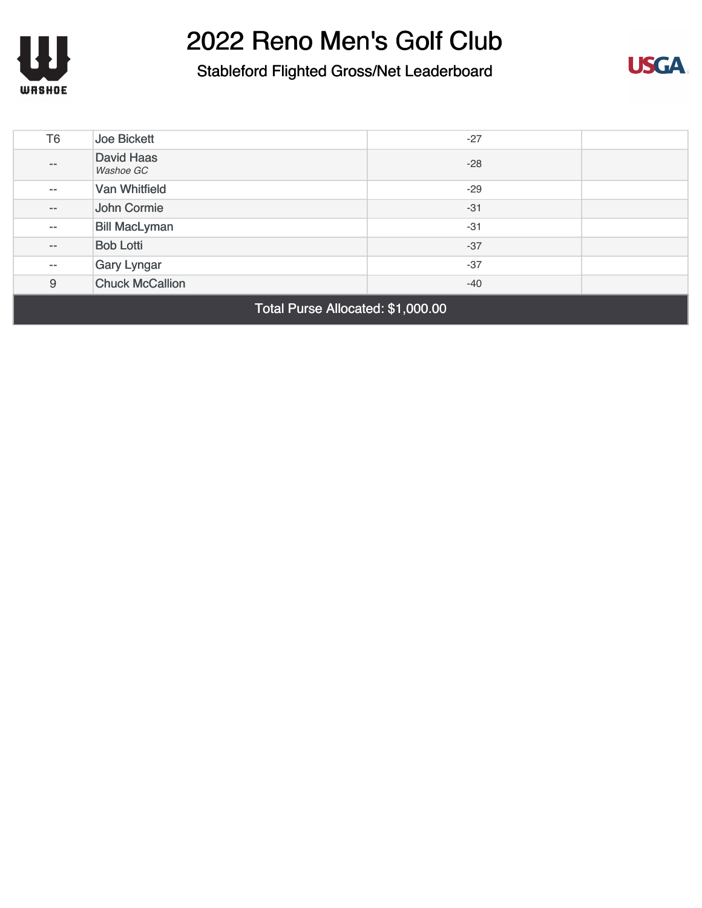# 2022 Reno Men's Golf Club

## Stableford Flighted Gross/Net Leaderboard

| | | | |
|---|---|---|---|
| T6 | Joe Bickett | -27 | |
| -- | David Haas<br>*Washoe GC* | -28 | |
| -- | Van Whitfield | -29 | |
| -- | John Cormie | -31 | |
| -- | Bill MacLyman | -31 | |
| -- | Bob Lotti | -37 | |
| -- | Gary Lyngar | -37 | |
| 9 | Chuck McCallion | -40 | |

Total Purse Allocated: $1,000.00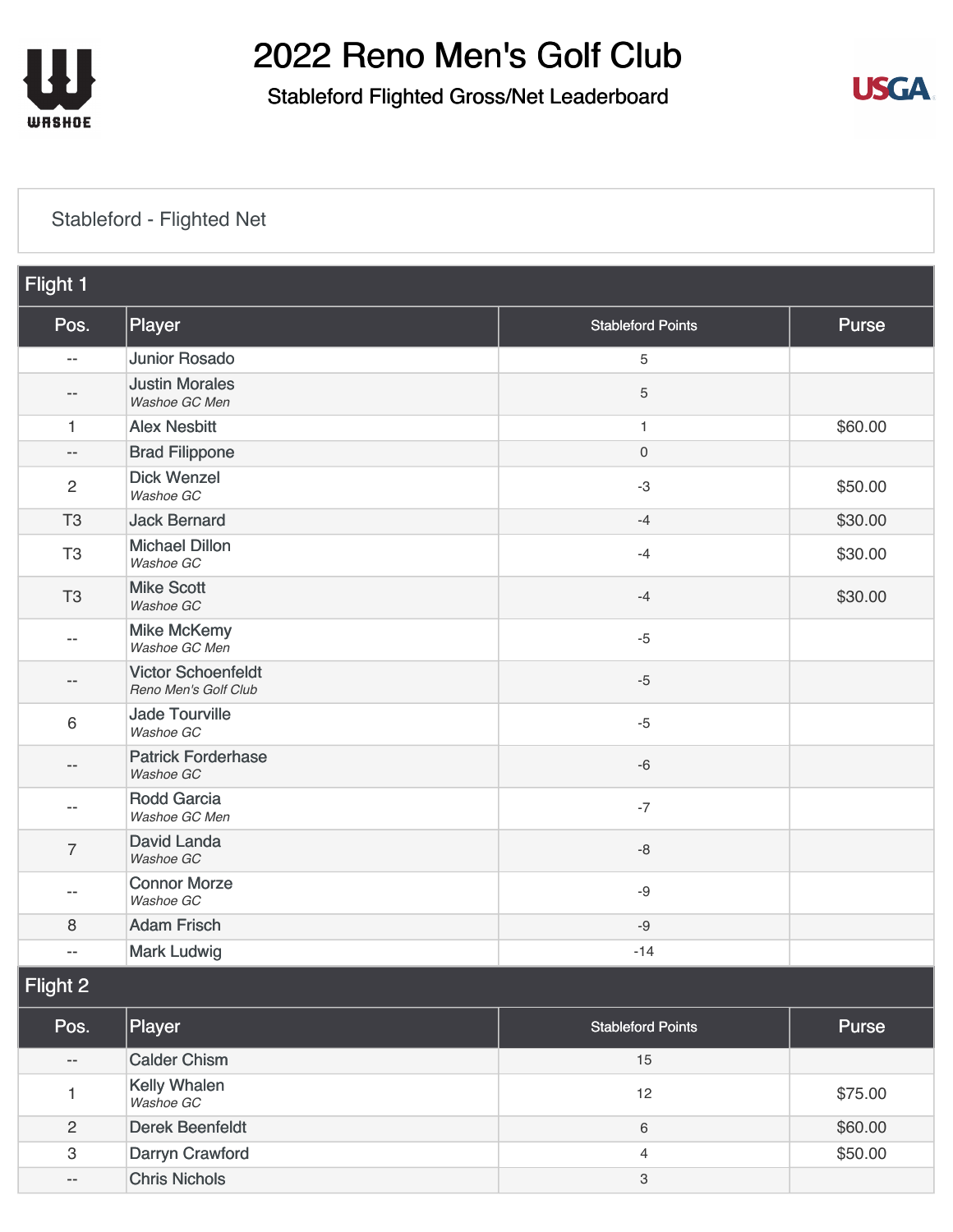# 2022 Reno Men's Golf Club

## Stableford Flighted Gross/Net Leaderboard

### Stableford - Flighted Net

**Flight 1**

| Pos. | Player | Stableford Points | Purse |
|---|---|---|---|
| -- | Junior Rosado | 5 | |
| -- | Justin Morales *Washoe GC Men* | 5 | |
| 1 | Alex Nesbitt | 1 | $60.00 |
| -- | Brad Filippone | 0 | |
| 2 | Dick Wenzel *Washoe GC* | -3 | $50.00 |
| T3 | Jack Bernard | -4 | $30.00 |
| T3 | Michael Dillon *Washoe GC* | -4 | $30.00 |
| T3 | Mike Scott *Washoe GC* | -4 | $30.00 |
| -- | Mike McKemy *Washoe GC Men* | -5 | |
| -- | Victor Schoenfeldt *Reno Men's Golf Club* | -5 | |
| 6 | Jade Tourville *Washoe GC* | -5 | |
| -- | Patrick Forderhase *Washoe GC* | -6 | |
| -- | Rodd Garcia *Washoe GC Men* | -7 | |
| 7 | David Landa *Washoe GC* | -8 | |
| -- | Connor Morze *Washoe GC* | -9 | |
| 8 | Adam Frisch | -9 | |
| -- | Mark Ludwig | -14 | |

**Flight 2**

| Pos. | Player | Stableford Points | Purse |
|---|---|---|---|
| -- | Calder Chism | 15 | |
| 1 | Kelly Whalen *Washoe GC* | 12 | $75.00 |
| 2 | Derek Beenfeldt | 6 | $60.00 |
| 3 | Darryn Crawford | 4 | $50.00 |
| -- | Chris Nichols | 3 | |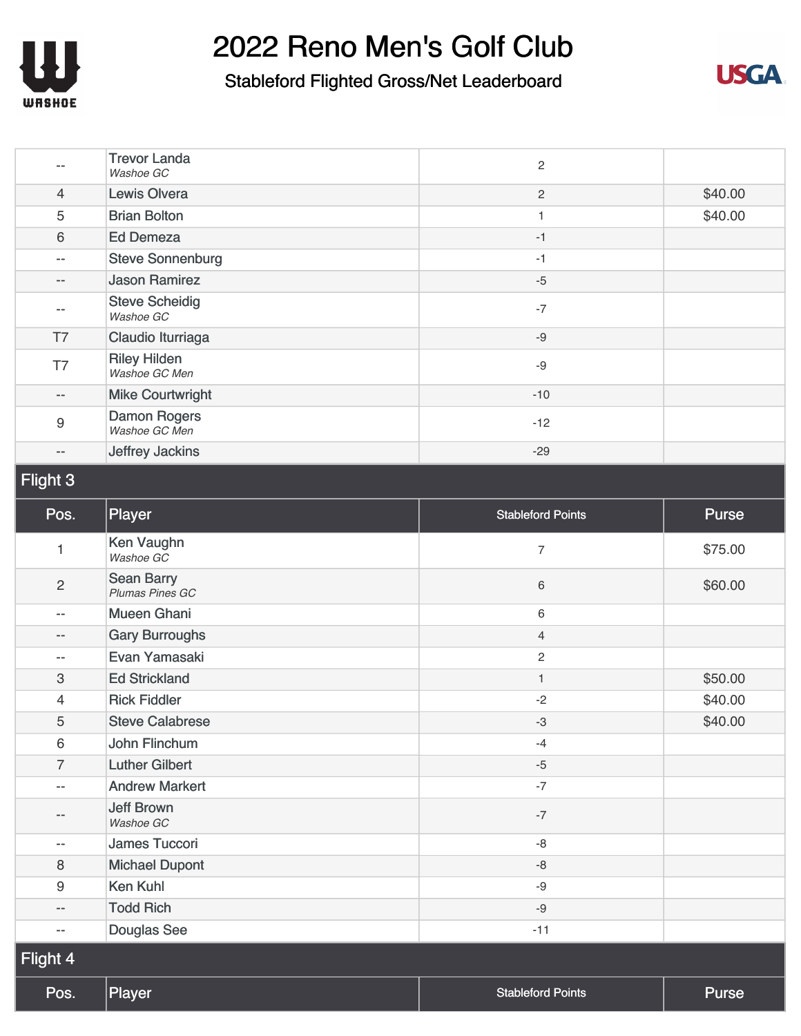# 2022 Reno Men's Golf Club

## Stableford Flighted Gross/Net Leaderboard

| Pos. | Player | Stableford Points | Purse |
|---|---|---|---|
| -- | Trevor Landa *Washoe GC* | 2 | |
| 4 | Lewis Olvera | 2 | $40.00 |
| 5 | Brian Bolton | 1 | $40.00 |
| 6 | Ed Demeza | -1 | |
| -- | Steve Sonnenburg | -1 | |
| -- | Jason Ramirez | -5 | |
| -- | Steve Scheidig *Washoe GC* | -7 | |
| T7 | Claudio Iturriaga | -9 | |
| T7 | Riley Hilden *Washoe GC Men* | -9 | |
| -- | Mike Courtwright | -10 | |
| 9 | Damon Rogers *Washoe GC Men* | -12 | |
| -- | Jeffrey Jackins | -29 | |

### Flight 3

| Pos. | Player | Stableford Points | Purse |
|---|---|---|---|
| 1 | Ken Vaughn *Washoe GC* | 7 | $75.00 |
| 2 | Sean Barry *Plumas Pines GC* | 6 | $60.00 |
| -- | Mueen Ghani | 6 | |
| -- | Gary Burroughs | 4 | |
| -- | Evan Yamasaki | 2 | |
| 3 | Ed Strickland | 1 | $50.00 |
| 4 | Rick Fiddler | -2 | $40.00 |
| 5 | Steve Calabrese | -3 | $40.00 |
| 6 | John Flinchum | -4 | |
| 7 | Luther Gilbert | -5 | |
| -- | Andrew Markert | -7 | |
| -- | Jeff Brown *Washoe GC* | -7 | |
| -- | James Tuccori | -8 | |
| 8 | Michael Dupont | -8 | |
| 9 | Ken Kuhl | -9 | |
| -- | Todd Rich | -9 | |
| -- | Douglas See | -11 | |

### Flight 4

| Pos. | Player | Stableford Points | Purse |
|---|---|---|---|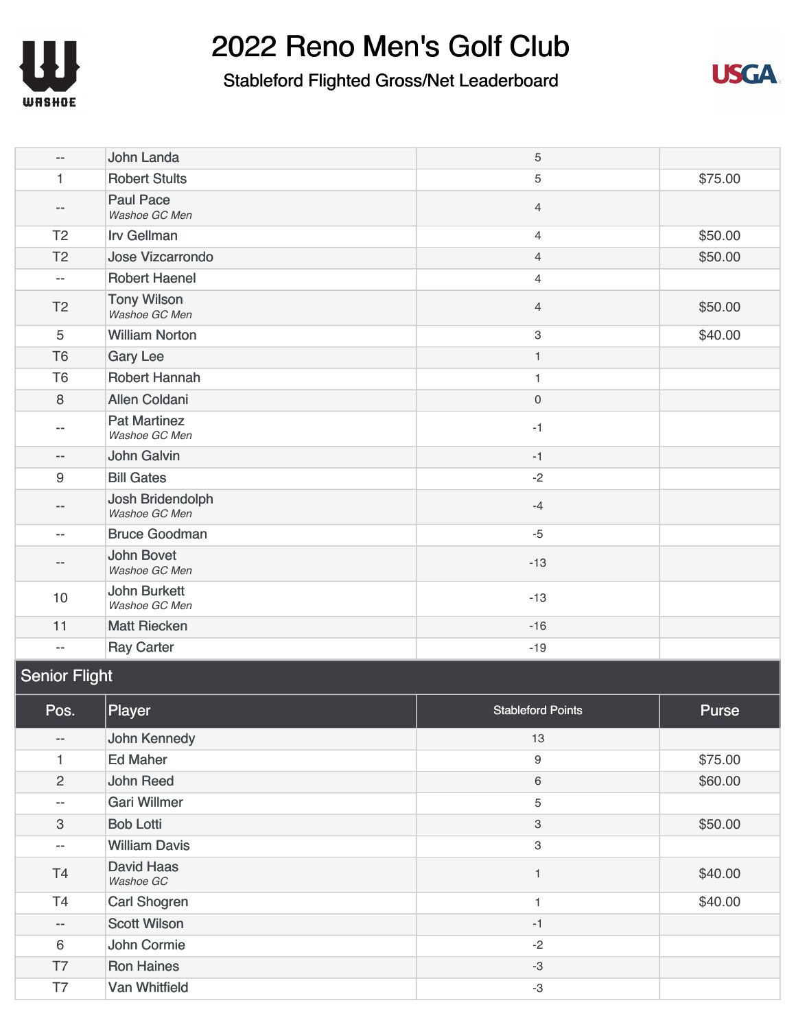# 2022 Reno Men's Golf Club

## Stableford Flighted Gross/Net Leaderboard

| Pos. | Player | Stableford Points | Purse |
|---|---|---|---|
| -- | John Landa | 5 | |
| 1 | Robert Stults | 5 | $75.00 |
| -- | Paul Pace *Washoe GC Men* | 4 | |
| T2 | Irv Gellman | 4 | $50.00 |
| T2 | Jose Vizcarrondo | 4 | $50.00 |
| -- | Robert Haenel | 4 | |
| T2 | Tony Wilson *Washoe GC Men* | 4 | $50.00 |
| 5 | William Norton | 3 | $40.00 |
| T6 | Gary Lee | 1 | |
| T6 | Robert Hannah | 1 | |
| 8 | Allen Coldani | 0 | |
| -- | Pat Martinez *Washoe GC Men* | -1 | |
| -- | John Galvin | -1 | |
| 9 | Bill Gates | -2 | |
| -- | Josh Bridendolph *Washoe GC Men* | -4 | |
| -- | Bruce Goodman | -5 | |
| -- | John Bovet *Washoe GC Men* | -13 | |
| 10 | John Burkett *Washoe GC Men* | -13 | |
| 11 | Matt Riecken | -16 | |
| -- | Ray Carter | -19 | |

### Senior Flight

| Pos. | Player | Stableford Points | Purse |
|---|---|---|---|
| -- | John Kennedy | 13 | |
| 1 | Ed Maher | 9 | $75.00 |
| 2 | John Reed | 6 | $60.00 |
| -- | Gari Willmer | 5 | |
| 3 | Bob Lotti | 3 | $50.00 |
| -- | William Davis | 3 | |
| T4 | David Haas *Washoe GC* | 1 | $40.00 |
| T4 | Carl Shogren | 1 | $40.00 |
| -- | Scott Wilson | -1 | |
| 6 | John Cormie | -2 | |
| T7 | Ron Haines | -3 | |
| T7 | Van Whitfield | -3 | |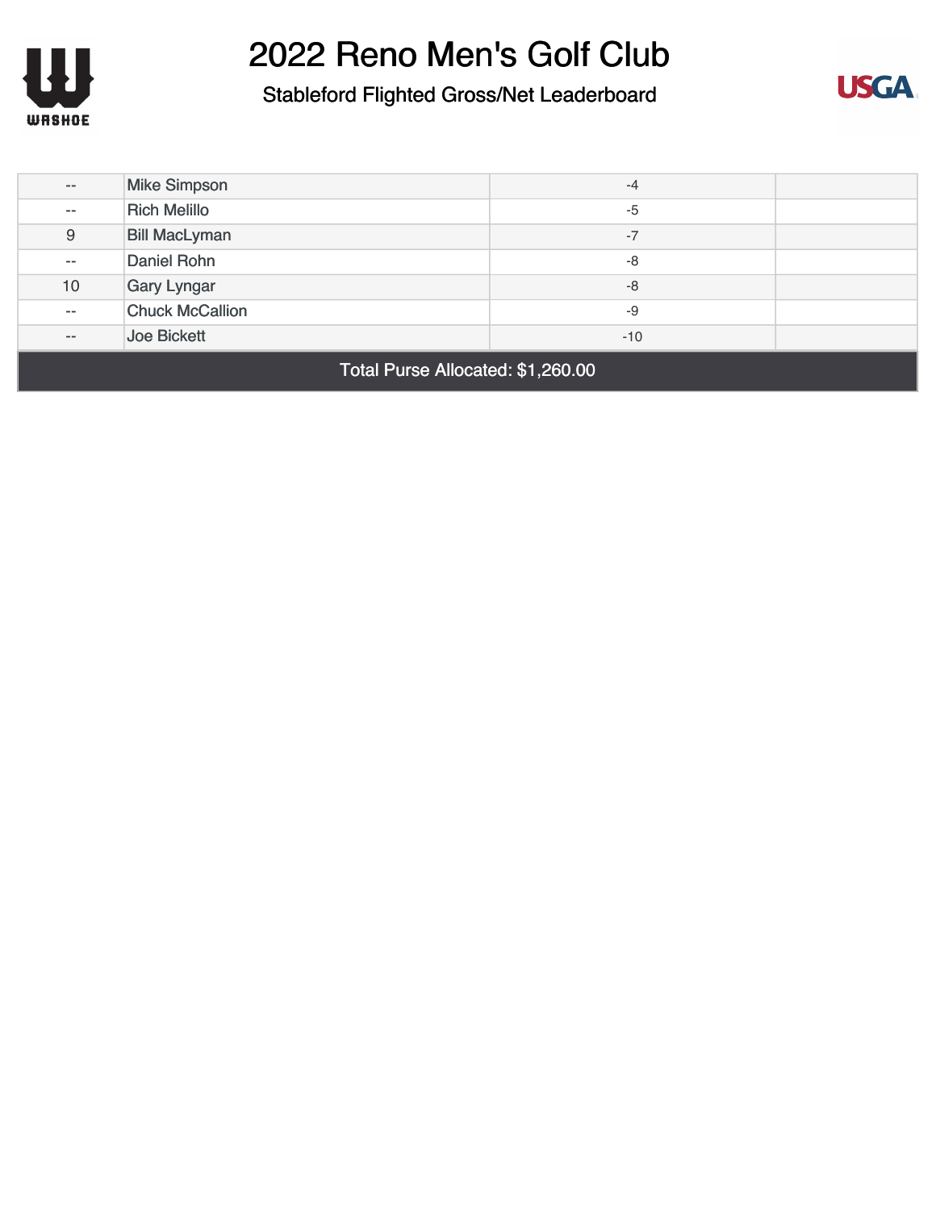# 2022 Reno Men's Golf Club

## Stableford Flighted Gross/Net Leaderboard

| | | | |
|---|---|---|---|
| -- | Mike Simpson | -4 | |
| -- | Rich Melillo | -5 | |
| 9 | Bill MacLyman | -7 | |
| -- | Daniel Rohn | -8 | |
| 10 | Gary Lyngar | -8 | |
| -- | Chuck McCallion | -9 | |
| -- | Joe Bickett | -10 | |

**Total Purse Allocated: $1,260.00**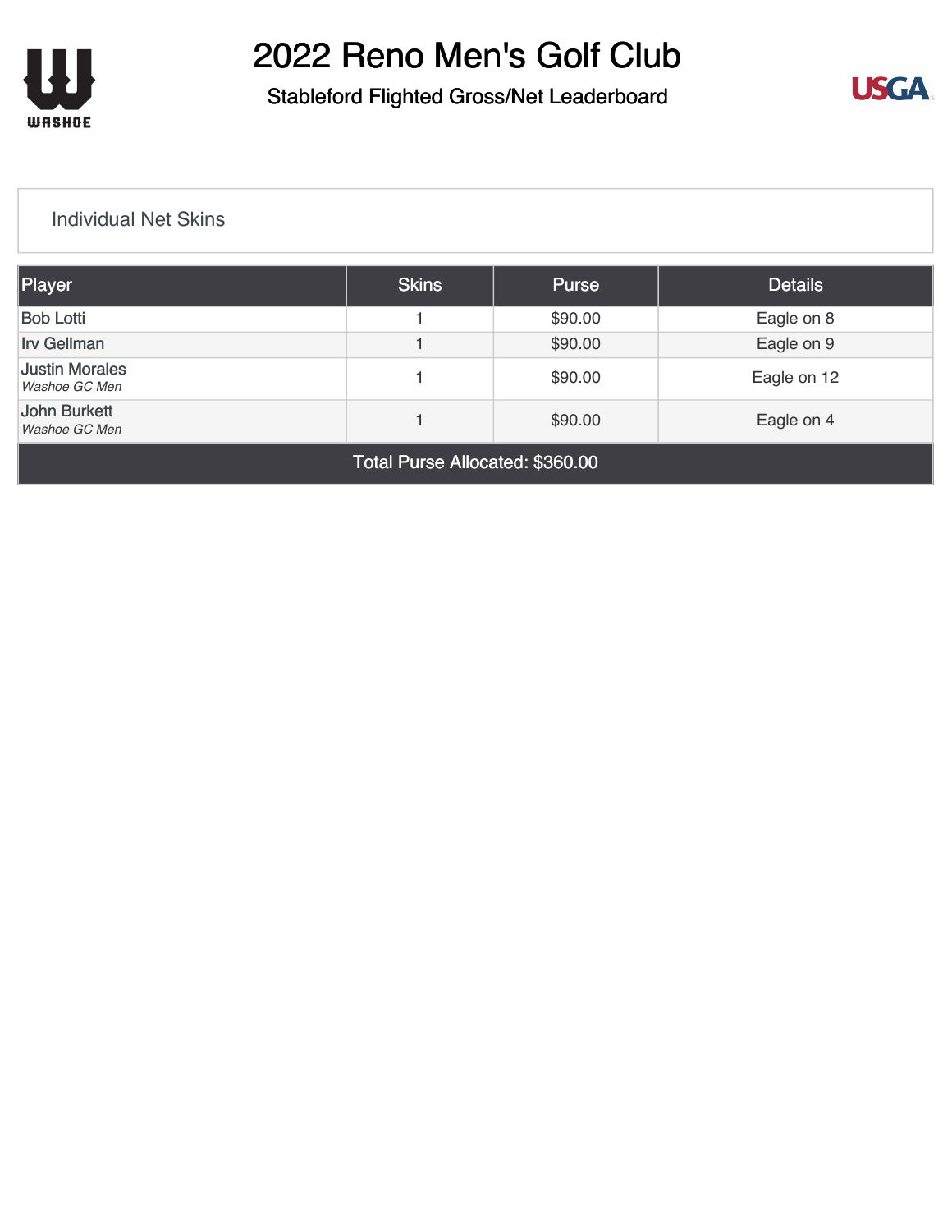# 2022 Reno Men's Golf Club

## Stableford Flighted Gross/Net Leaderboard

### Individual Net Skins

| Player | Skins | Purse | Details |
|---|---|---|---|
| Bob Lotti | 1 | $90.00 | Eagle on 8 |
| Irv Gellman | 1 | $90.00 | Eagle on 9 |
| Justin Morales *Washoe GC Men* | 1 | $90.00 | Eagle on 12 |
| John Burkett *Washoe GC Men* | 1 | $90.00 | Eagle on 4 |
| Total Purse Allocated: $360.00 | | | |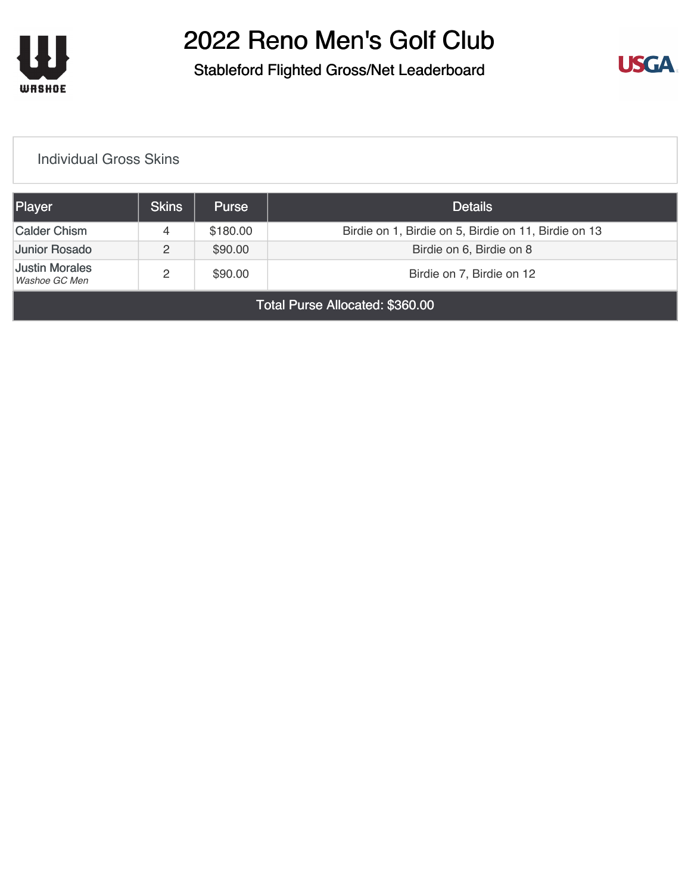# 2022 Reno Men's Golf Club

## Stableford Flighted Gross/Net Leaderboard

### Individual Gross Skins

| Player | Skins | Purse | Details |
|---|---|---|---|
| Calder Chism | 4 | $180.00 | Birdie on 1, Birdie on 5, Birdie on 11, Birdie on 13 |
| Junior Rosado | 2 | $90.00 | Birdie on 6, Birdie on 8 |
| Justin Morales *Washoe GC Men* | 2 | $90.00 | Birdie on 7, Birdie on 12 |
| Total Purse Allocated: $360.00 | | | |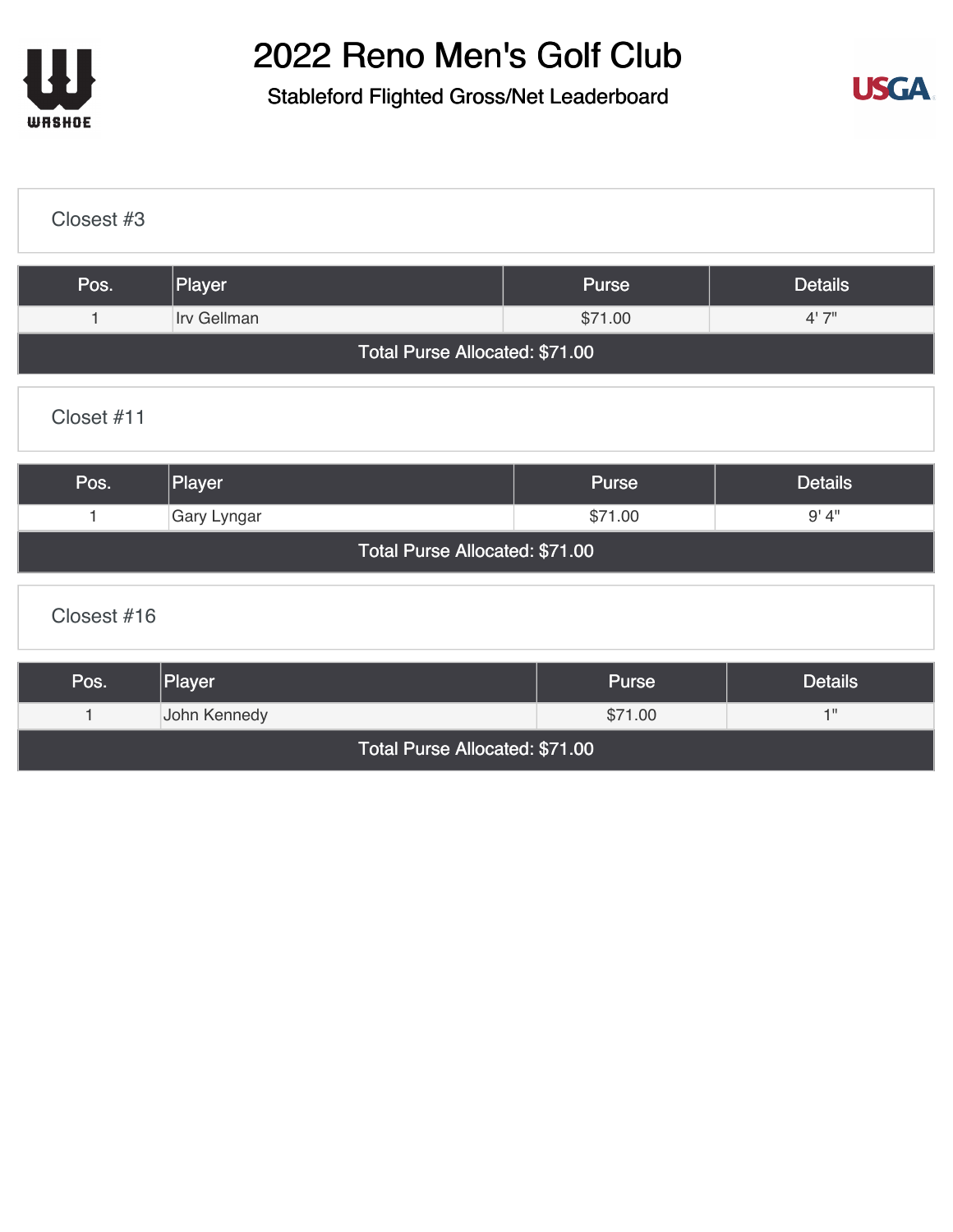# 2022 Reno Men's Golf Club

## Stableford Flighted Gross/Net Leaderboard

### Closest #3

| Pos. | Player | Purse | Details |
|---|---|---|---|
| 1 | Irv Gellman | $71.00 | 4' 7" |

Total Purse Allocated: $71.00

### Closet #11

| Pos. | Player | Purse | Details |
|---|---|---|---|
| 1 | Gary Lyngar | $71.00 | 9' 4" |

Total Purse Allocated: $71.00

### Closest #16

| Pos. | Player | Purse | Details |
|---|---|---|---|
| 1 | John Kennedy | $71.00 | 1" |

Total Purse Allocated: $71.00